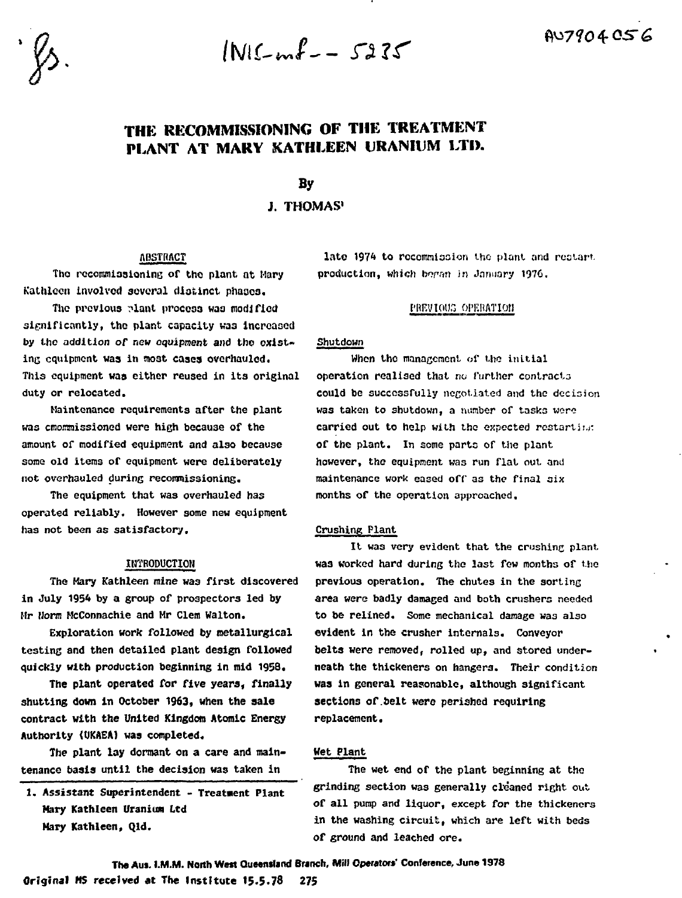# THE RECOMMISSIONING OF THE TREATMENT PLANT AT MARY KATHLEEN URANIUM LTD.

By

J. THOMAS[1]

## ABSTRACT

The recommissioning of the plant at Mary Kathleen involved several distinct phases.

The previous plant process was modified significantly, the plant capacity was increased by the addition of new equipment and the existing equipment was in most cases overhauled. This equipment was either reused in its original duty or relocated.

Maintenance requirements after the plant was cmommissioned were high because of the amount of modified equipment and also because some old items of equipment were deliberately not overhauled during recommissioning.

The equipment that was overhauled has operated reliably. However some new equipment has not been as satisfactory.

## INTRODUCTION

The Mary Kathleen mine was first discovered in July 1954 by a group of prospectors led by Mr Norm McConnachie and Mr Clem Walton.

Exploration work followed by metallurgical testing and then detailed plant design followed quickly with production beginning in mid 1958.

The plant operated for five years, finally shutting down in October 1963, when the sale contract with the United Kingdom Atomic Energy Authority (UKAEA) was completed.

The plant lay dormant on a care and maintenance basis until the decision was taken in late 1974 to recommission the plant and restart production, which began in January 1976.

1. Assistant Superintendent - Treatment Plant
Mary Kathleen Uranium Ltd
Mary Kathleen, Qld.

## PREVIOUS OPERATION

### Shutdown

When the management of the initial operation realised that no further contracts could be successfully negotiated and the decision was taken to shutdown, a number of tasks were carried out to help with the expected restarting of the plant. In some parts of the plant however, the equipment was run flat out and maintenance work eased off as the final six months of the operation approached.

### Crushing Plant

It was very evident that the crushing plant was worked hard during the last few months of the previous operation. The chutes in the sorting area were badly damaged and both crushers needed to be relined. Some mechanical damage was also evident in the crusher internals. Conveyor belts were removed, rolled up, and stored underneath the thickeners on hangers. Their condition was in general reasonable, although significant sections of belt were perished requiring replacement.

### Wet Plant

The wet end of the plant beginning at the grinding section was generally cleaned right out of all pump and liquor, except for the thickeners in the washing circuit, which are left with beds of ground and leached ore.

The Aus. I.M.M. North West Queensland Branch, Mill Operators' Conference, June 1978

Original MS received at The Institute 15.5.78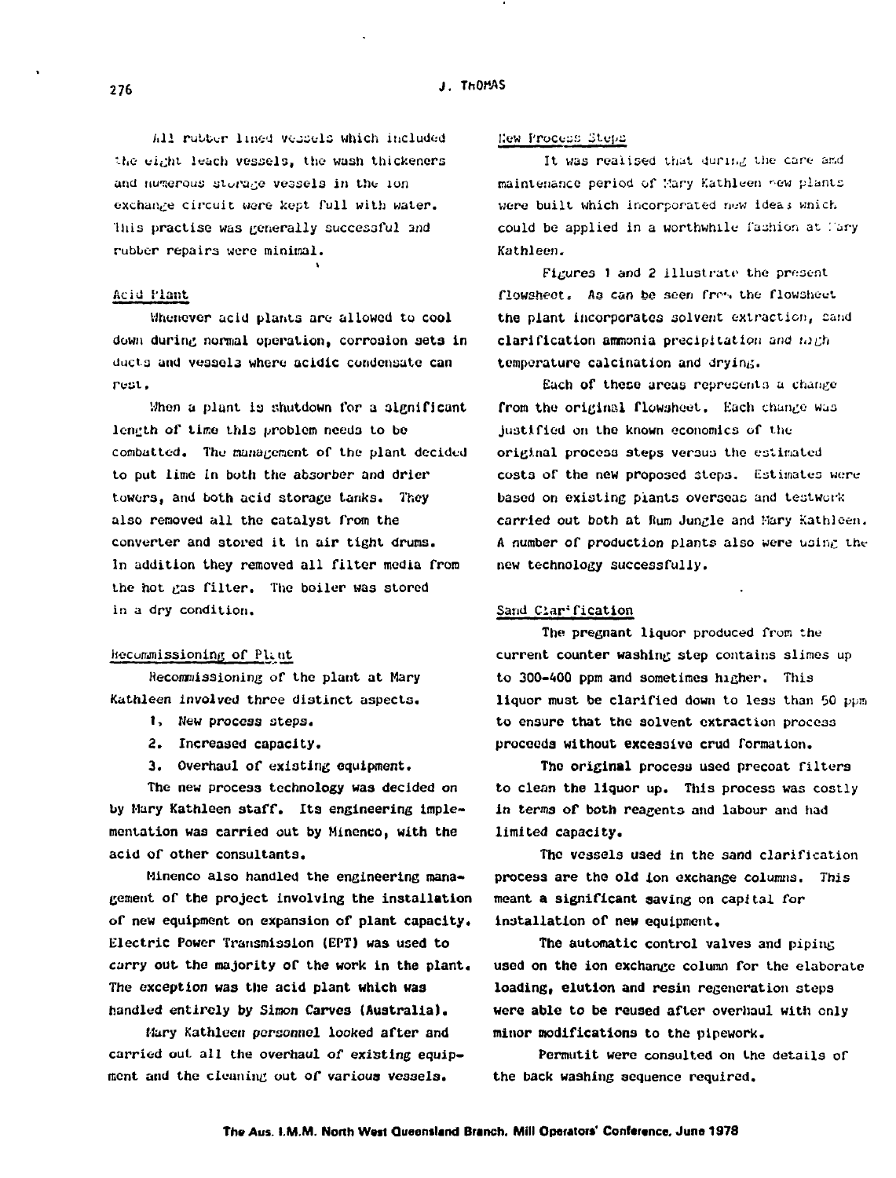All rubber lined vessels which included the eight leach vessels, the wash thickeners and numerous storage vessels in the ion exchange circuit were kept full with water. This practise was generally successful and rubber repairs were minimal.

## Acid Plant

Whenever acid plants are allowed to cool down during normal operation, corrosion sets in ducts and vessels where acidic condensate can rest.

When a plant is shutdown for a significant length of time this problem needs to be combatted. The management of the plant decided to put lime in both the absorber and drier towers, and both acid storage tanks. They also removed all the catalyst from the converter and stored it in air tight drums. In addition they removed all filter media from the hot gas filter. The boiler was stored in a dry condition.

## Recommissioning of Plant

Recommissioning of the plant at Mary Kathleen involved three distinct aspects.

1. New process steps.
2. Increased capacity.
3. Overhaul of existing equipment.

The new process technology was decided on by Mary Kathleen staff. Its engineering implementation was carried out by Minenco, with the acid of other consultants.

Minenco also handled the engineering management of the project involving the installation of new equipment on expansion of plant capacity. Electric Power Transmission (EPT) was used to carry out the majority of the work in the plant. The exception was the acid plant which was handled entirely by Simon Carves (Australia).

Mary Kathleen personnel looked after and carried out all the overhaul of existing equipment and the cleaning out of various vessels.

## New Process Steps

It was realised that during the care and maintenance period of Mary Kathleen new plants were built which incorporated new ideas which could be applied in a worthwhile fashion at Mary Kathleen.

Figures 1 and 2 illustrate the present flowsheet. As can be seen from the flowsheet the plant incorporates solvent extraction, sand clarification ammonia precipitation and high temperature calcination and drying.

Each of these areas represents a change from the original flowsheet. Each change was justified on the known economics of the original process steps versus the estimated costs of the new proposed steps. Estimates were based on existing plants overseas and testwork carried out both at Rum Jungle and Mary Kathleen. A number of production plants also were using the new technology successfully.

## Sand Clarification

The pregnant liquor produced from the current counter washing step contains slimes up to 300-400 ppm and sometimes higher. This liquor must be clarified down to less than 50 ppm to ensure that the solvent extraction process proceeds without excessive crud formation.

The original process used precoat filters to clean the liquor up. This process was costly in terms of both reagents and labour and had limited capacity.

The vessels used in the sand clarification process are the old ion exchange columns. This meant a significant saving on capital for installation of new equipment.

The automatic control valves and piping used on the ion exchange column for the elaborate loading, elution and resin regeneration steps were able to be reused after overhaul with only minor modifications to the pipework.

Permutit were consulted on the details of the back washing sequence required.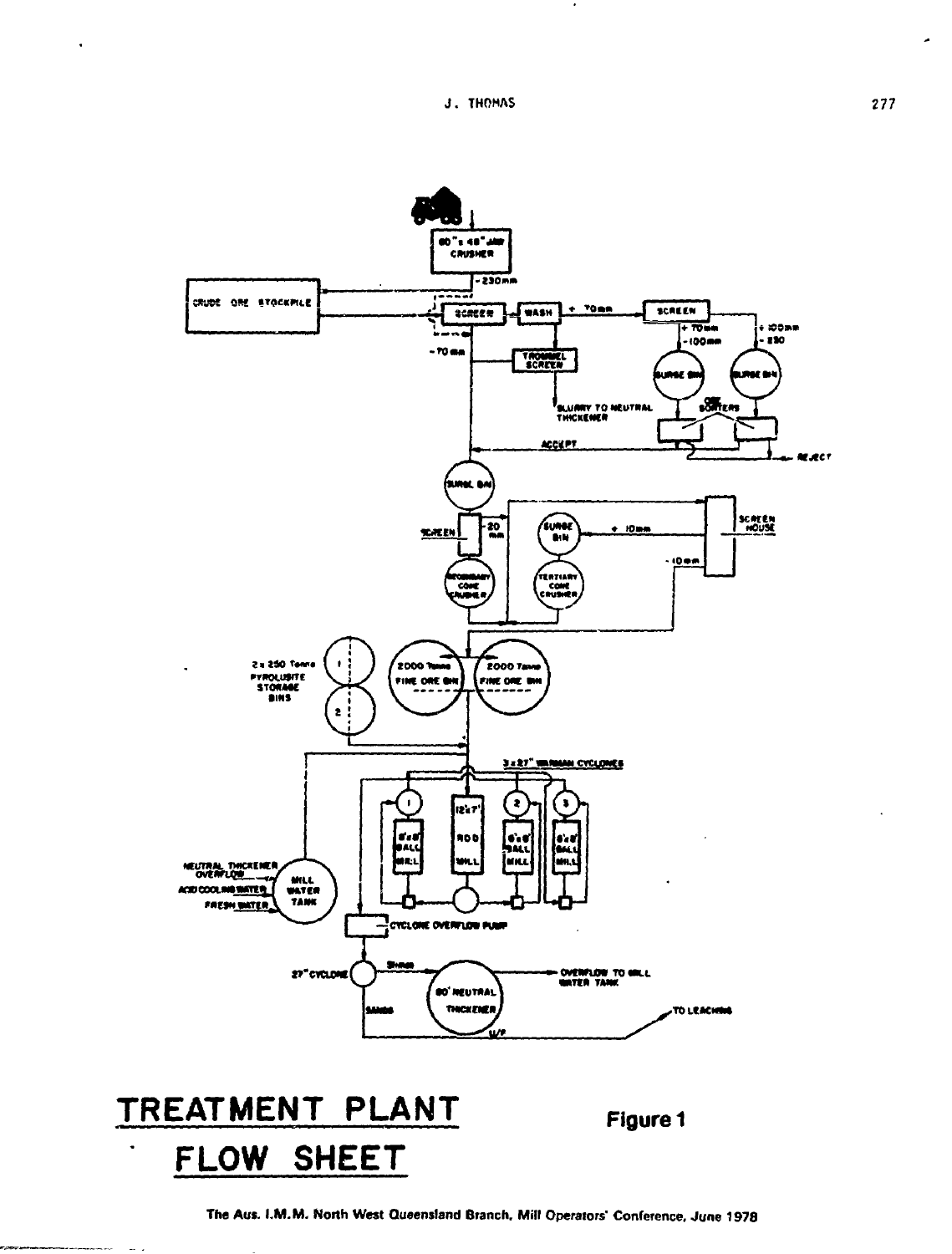# TREATMENT PLANT FLOW SHEET

**Figure 1**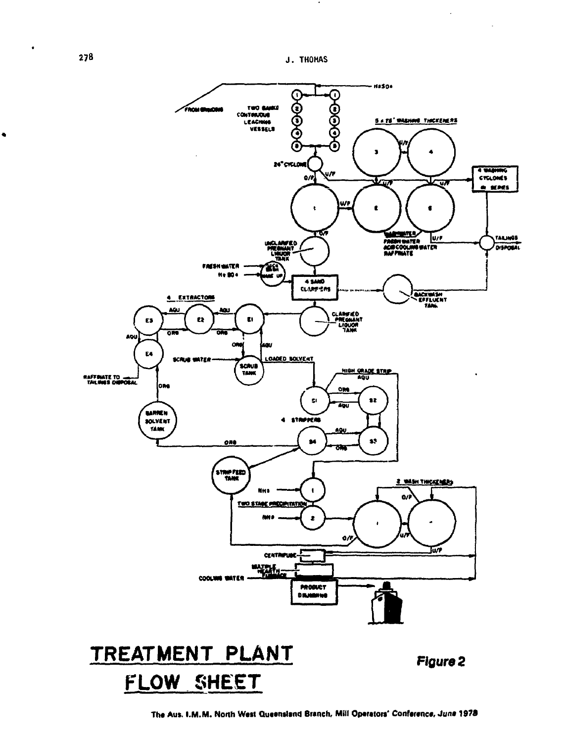# TREATMENT PLANT FLOW SHEET

**Figure 2**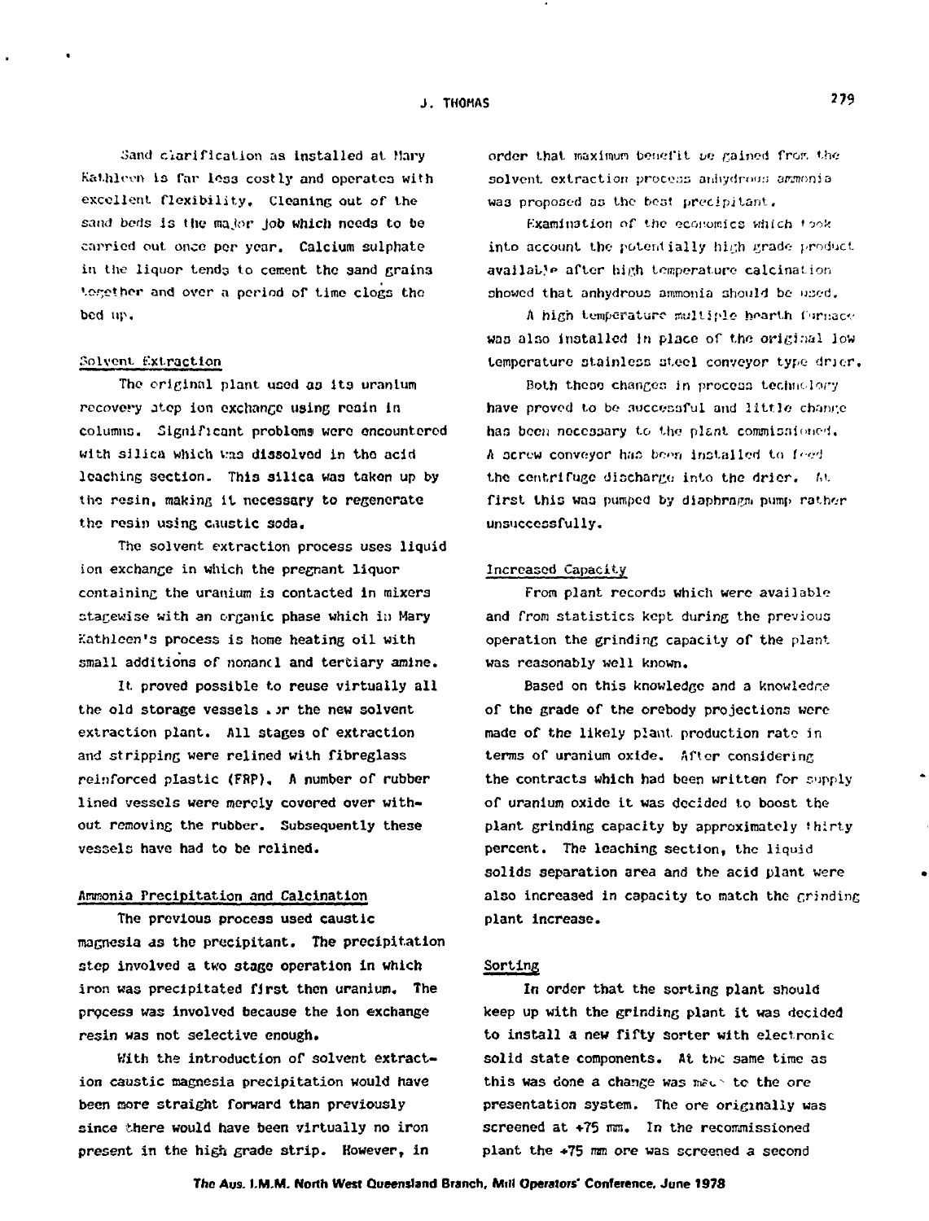Sand clarification as installed at Mary Kathleen is far less costly and operates with excellent flexibility. Cleaning out of the sand beds is the major job which needs to be carried out once per year. Calcium sulphate in the liquor tends to cement the sand grains together and over a period of time clogs the bed up.

## Solvent Extraction

The original plant used as its uranium recovery step ion exchange using resin in columns. Significant problems were encountered with silica which was dissolved in the acid leaching section. This silica was taken up by the resin, making it necessary to regenerate the resin using caustic soda.

The solvent extraction process uses liquid ion exchange in which the pregnant liquor containing the uranium is contacted in mixers stagewise with an organic phase which in Mary Kathleen's process is home heating oil with small additions of nonanol and tertiary amine.

It proved possible to reuse virtually all the old storage vessels for the new solvent extraction plant. All stages of extraction and stripping were relined with fibreglass reinforced plastic (FRP). A number of rubber lined vessels were merely covered over without removing the rubber. Subsequently these vessels have had to be relined.

## Ammonia Precipitation and Calcination

The previous process used caustic magnesia as the precipitant. The precipitation step involved a two stage operation in which iron was precipitated first then uranium. The process was involved because the ion exchange resin was not selective enough.

With the introduction of solvent extraction caustic magnesia precipitation would have been more straight forward than previously since there would have been virtually no iron present in the high grade strip. However, in order that maximum benefit be gained from the solvent extraction process anhydrous ammonia was proposed as the best precipitant.

Examination of the economics which took into account the potentially high grade product available after high temperature calcination showed that anhydrous ammonia should be used.

A high temperature multiple hearth furnace was also installed in place of the original low temperature stainless steel conveyor type drier.

Both these changes in process technology have proved to be successful and little change has been necessary to the plant commissioned. A screw conveyor has been installed to feed the centrifuge discharge into the drier. At first this was pumped by diaphragm pump rather unsuccessfully.

## Increased Capacity

From plant records which were available and from statistics kept during the previous operation the grinding capacity of the plant was reasonably well known.

Based on this knowledge and a knowledge of the grade of the orebody projections were made of the likely plant production rate in terms of uranium oxide. After considering the contracts which had been written for supply of uranium oxide it was decided to boost the plant grinding capacity by approximately thirty percent. The leaching section, the liquid solids separation area and the acid plant were also increased in capacity to match the grinding plant increase.

## Sorting

In order that the sorting plant should keep up with the grinding plant it was decided to install a new fifty sorter with electronic solid state components. At the same time as this was done a change was made to the ore presentation system. The ore originally was screened at +75 mm. In the recommissioned plant the +75 mm ore was screened a second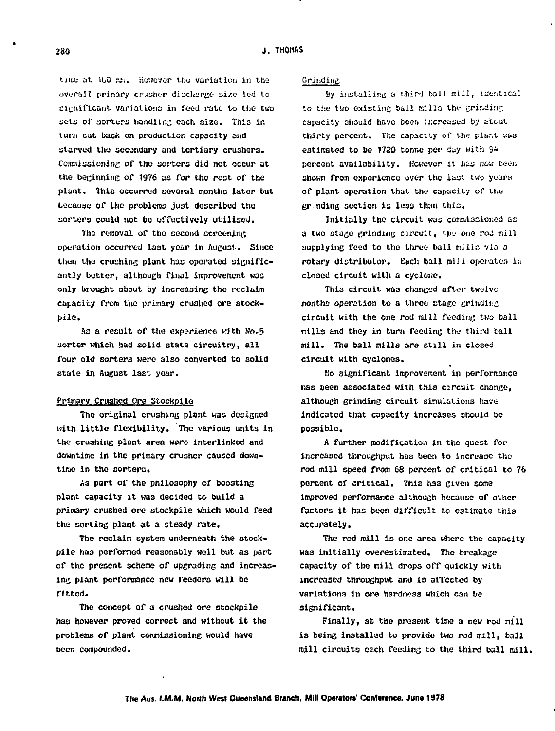time at 100 mm. However the variation in the overall primary crusher discharge size led to significant variations in feed rate to the two sets of sorters handling each size. This in turn cut back on production capacity and starved the secondary and tertiary crushers. Commissioning of the sorters did not occur at the beginning of 1976 as for the rest of the plant. This occurred several months later but because of the problems just described the sorters could not be effectively utilised.

The removal of the second screening operation occurred last year in August. Since then the crushing plant has operated significantly better, although final improvement was only brought about by increasing the reclaim capacity from the primary crushed ore stockpile.

As a result of the experience with No.5 sorter which had solid state circuitry, all four old sorters were also converted to solid state in August last year.

## Primary Crushed Ore Stockpile

The original crushing plant was designed with little flexibility. The various units in the crushing plant area were interlinked and downtime in the primary crusher caused downtime in the sorters.

As part of the philosophy of boosting plant capacity it was decided to build a primary crushed ore stockpile which would feed the sorting plant at a steady rate.

The reclaim system underneath the stockpile has performed reasonably well but as part of the present scheme of upgrading and increasing plant performance new feeders will be fitted.

The concept of a crushed ore stockpile has however proved correct and without it the problems of plant commissioning would have been compounded.

## Grinding

By installing a third ball mill, identical to the two existing ball mills the grinding capacity should have been increased by about thirty percent. The capacity of the plant was estimated to be 1720 tonne per day with 94 percent availability. However it has now been shown from experience over the last two years of plant operation that the capacity of the grinding section is less than this.

Initially the circuit was commissioned as a two stage grinding circuit, the one rod mill supplying feed to the three ball mills via a rotary distributor. Each ball mill operates in closed circuit with a cyclone.

This circuit was changed after twelve months operation to a three stage grinding circuit with the one rod mill feeding two ball mills and they in turn feeding the third ball mill. The ball mills are still in closed circuit with cyclones.

No significant improvement in performance has been associated with this circuit change, although grinding circuit simulations have indicated that capacity increases should be possible.

A further modification in the quest for increased throughput has been to increase the rod mill speed from 68 percent of critical to 76 percent of critical. This has given some improved performance although because of other factors it has been difficult to estimate this accurately.

The rod mill is one area where the capacity was initially overestimated. The breakage capacity of the mill drops off quickly with increased throughput and is affected by variations in ore hardness which can be significant.

Finally, at the present time a new rod mill is being installed to provide two rod mill, ball mill circuits each feeding to the third ball mill.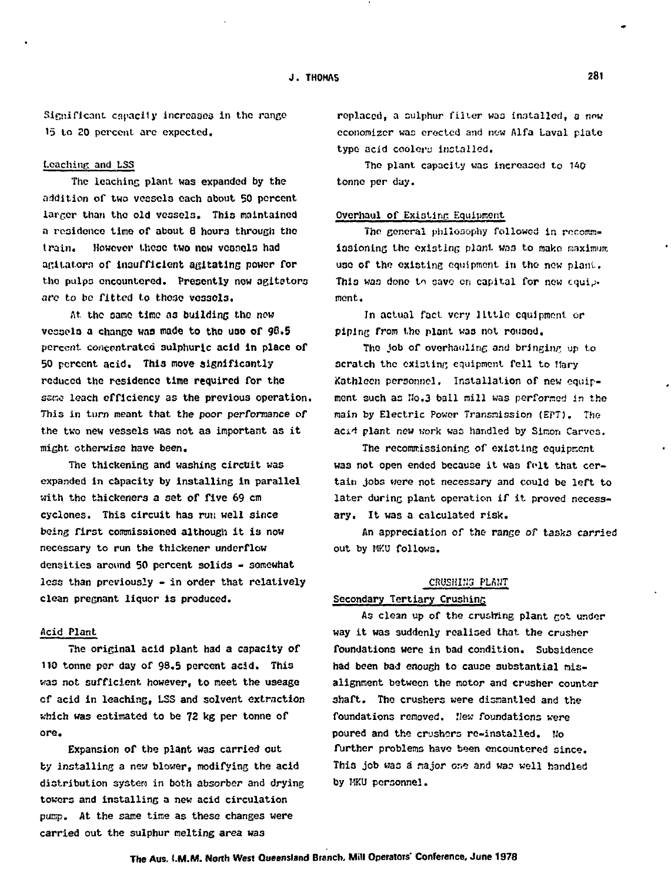Significant capacity increases in the range 15 to 20 percent are expected.

### Leaching and LSS

The leaching plant was expanded by the addition of two vessels each about 50 percent larger than the old vessels. This maintained a residence time of about 8 hours through the train. However these two new vessels had agitators of insufficient agitating power for the pulps encountered. Presently new agitators are to be fitted to those vessels.

At the same time as building the new vessels a change was made to the use of 98.5 percent concentrated sulphuric acid in place of 50 percent acid. This move significantly reduced the residence time required for the same leach efficiency as the previous operation. This in turn meant that the poor performance of the two new vessels was not as important as it might otherwise have been.

The thickening and washing circuit was expanded in capacity by installing in parallel with the thickeners a set of five 69 cm cyclones. This circuit has run well since being first commissioned although it is now necessary to run the thickener underflow densities around 50 percent solids - somewhat less than previously - in order that relatively clean pregnant liquor is produced.

### Acid Plant

The original acid plant had a capacity of 110 tonne per day of 98.5 percent acid. This was not sufficient however, to meet the useage of acid in leaching, LSS and solvent extraction which was estimated to be 72 kg per tonne of ore.

Expansion of the plant was carried out by installing a new blower, modifying the acid distribution system in both absorber and drying towers and installing a new acid circulation pump. At the same time as these changes were carried out the sulphur melting area was replaced, a sulphur filter was installed, a new economizer was erected and new Alfa Laval plate type acid coolers installed.

The plant capacity was increased to 140 tonne per day.

### Overhaul of Existing Equipment

The general philosophy followed in recommissioning the existing plant was to make maximum use of the existing equipment in the new plant. This was done to save on capital for new equipment.

In actual fact very little equipment or piping from the plant was not reused.

The job of overhauling and bringing up to scratch the existing equipment fell to Mary Kathleen personnel. Installation of new equipment such as No.3 ball mill was performed in the main by Electric Power Transmission (EPT). The acid plant new work was handled by Simon Carves.

The recommissioning of existing equipment was not open ended because it was felt that certain jobs were not necessary and could be left to later during plant operation if it proved necessary. It was a calculated risk.

An appreciation of the range of tasks carried out by MKU follows.

## CRUSHING PLANT

### Secondary Tertiary Crushing

As clean up of the crushing plant got under way it was suddenly realised that the crusher foundations were in bad condition. Subsidence had been bad enough to cause substantial misalignment between the motor and crusher counter shaft. The crushers were dismantled and the foundations removed. New foundations were poured and the crushers re-installed. No further problems have been encountered since. This job was a major one and was well handled by MKU personnel.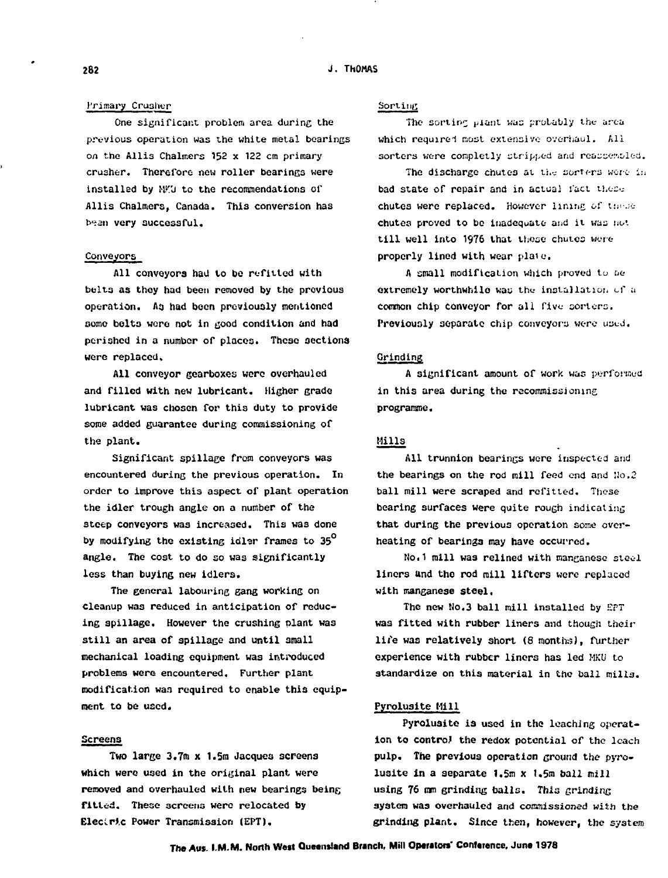### Primary Crusher

One significant problem area during the previous operation was the white metal bearings on the Allis Chalmers 152 x 122 cm primary crusher. Therefore new roller bearings were installed by MKU to the recommendations of Allis Chalmers, Canada. This conversion has been very successful.

### Conveyors

All conveyors had to be refitted with belts as they had been removed by the previous operation. As had been previously mentioned some belts were not in good condition and had perished in a number of places. These sections were replaced.

All conveyor gearboxes were overhauled and filled with new lubricant. Higher grade lubricant was chosen for this duty to provide some added guarantee during commissioning of the plant.

Significant spillage from conveyors was encountered during the previous operation. In order to improve this aspect of plant operation the idler trough angle on a number of the steep conveyors was increased. This was done by modifying the existing idler frames to 35$^{\circ}$ angle. The cost to do so was significantly less than buying new idlers.

The general labouring gang working on cleanup was reduced in anticipation of reducing spillage. However the crushing plant was still an area of spillage and until small mechanical loading equipment was introduced problems were encountered. Further plant modification was required to enable this equipment to be used.

### Screens

Two large 3.7m x 1.5m Jacques screens which were used in the original plant were removed and overhauled with new bearings being fitted. These screens were relocated by Electric Power Transmission (EPT).

### Sorting

The sorting plant was probably the area which required most extensive overhaul. All sorters were completly stripped and reassembled.

The discharge chutes at the sorters were in bad state of repair and in actual fact these chutes were replaced. However lining of these chutes proved to be inadequate and it was not till well into 1976 that these chutes were properly lined with wear plate.

A small modification which proved to be extremely worthwhile was the installation of a common chip conveyor for all five sorters. Previously separate chip conveyors were used.

### Grinding

A significant amount of work was performed in this area during the recommissioning programme.

### Mills

All trunnion bearings were inspected and the bearings on the rod mill feed end and No.2 ball mill were scraped and refitted. These bearing surfaces were quite rough indicating that during the previous operation some overheating of bearings may have occurred.

No.1 mill was relined with manganese steel liners and the rod mill lifters were replaced with manganese steel.

The new No.3 ball mill installed by EPT was fitted with rubber liners and though their life was relatively short (8 months), further experience with rubber liners has led MKU to standardize on this material in the ball mills.

### Pyrolusite Mill

Pyrolusite is used in the leaching operation to control the redox potential of the leach pulp. The previous operation ground the pyrolusite in a separate 1.5m x 1.5m ball mill using 76 mm grinding balls. This grinding system was overhauled and commissioned with the grinding plant. Since then, however, the system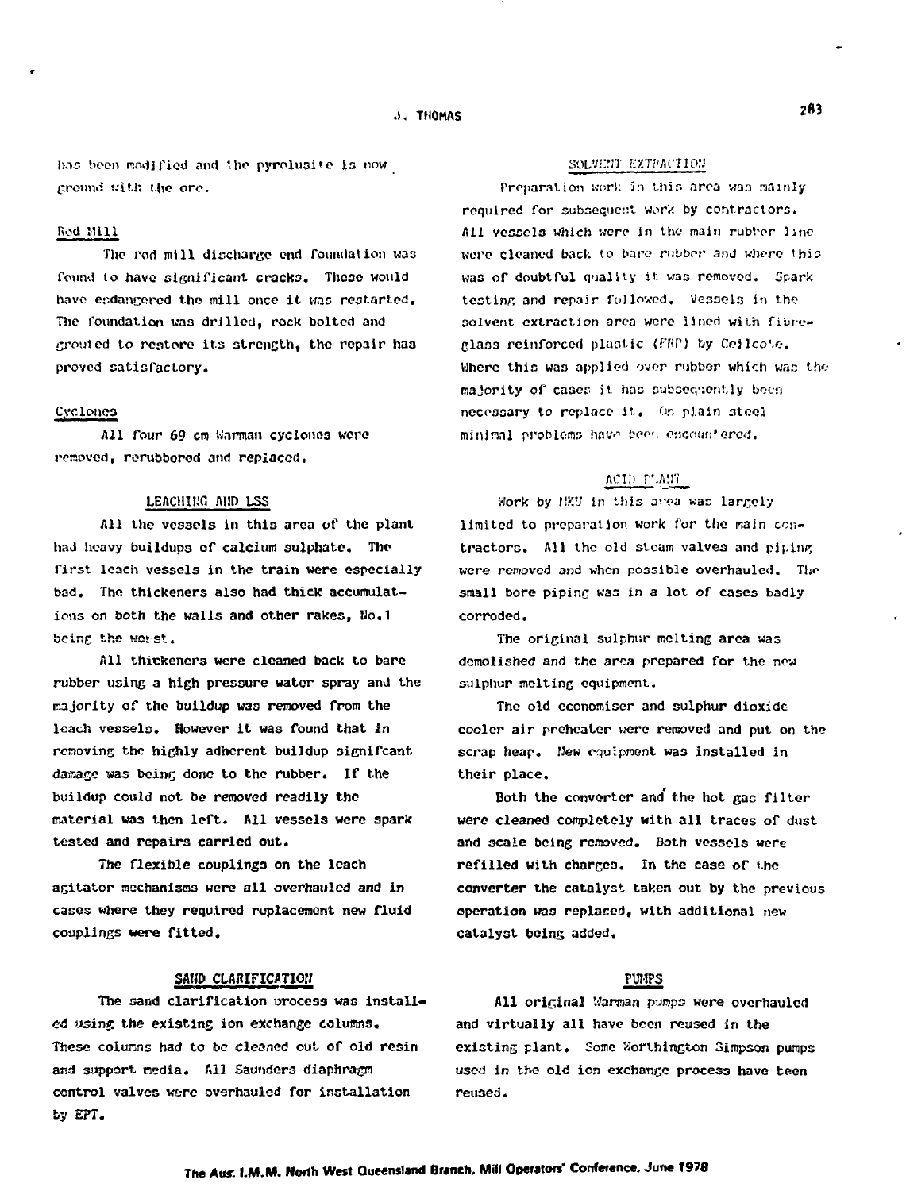has been modified and the pyrolusite is now ground with the ore.

### Rod Mill

The rod mill discharge end foundation was found to have significant cracks. These would have endangered the mill once it was restarted. The foundation was drilled, rock bolted and grouted to restore its strength, the repair has proved satisfactory.

### Cyclones

All four 69 cm Warman cyclones were removed, rerubbered and replaced.

## LEACHING AND LSS

All the vessels in this area of the plant had heavy buildups of calcium sulphate. The first leach vessels in the train were especially bad. The thickeners also had thick accumulations on both the walls and other rakes, No.1 being the worst.

All thickeners were cleaned back to bare rubber using a high pressure water spray and the majority of the buildup was removed from the leach vessels. However it was found that in removing the highly adherent buildup signifcant damage was being done to the rubber. If the buildup could not be removed readily the material was then left. All vessels were spark tested and repairs carried out.

The flexible couplings on the leach agitator mechanisms were all overhauled and in cases where they required replacement new fluid couplings were fitted.

## SAND CLARIFICATION

The sand clarification process was installed using the existing ion exchange columns. These columns had to be cleaned out of old resin and support media. All Saunders diaphragm control valves were overhauled for installation by EPT.

## SOLVENT EXTRACTION

Preparation work in this area was mainly required for subsequent work by contractors. All vessels which were in the main rubber line were cleaned back to bare rubber and where this was of doubtful quality it was removed. Spark testing and repair followed. Vessels in the solvent extraction area were lined with fibreglass reinforced plastic (FRP) by Ceilcote. Where this was applied over rubber which was the majority of cases it has subsequently been necessary to replace it. On plain steel minimal problems have been encountered.

## ACID PLANT

Work by MKU in this area was largely limited to preparation work for the main contractors. All the old steam valves and piping were removed and when possible overhauled. The small bore piping was in a lot of cases badly corroded.

The original sulphur melting area was demolished and the area prepared for the new sulphur melting equipment.

The old economiser and sulphur dioxide cooler air preheater were removed and put on the scrap heap. New equipment was installed in their place.

Both the converter and the hot gas filter were cleaned completely with all traces of dust and scale being removed. Both vessels were refilled with charges. In the case of the converter the catalyst taken out by the previous operation was replaced, with additional new catalyst being added.

## PUMPS

All original Warman pumps were overhauled and virtually all have been reused in the existing plant. Some Worthington Simpson pumps used in the old ion exchange process have been reused.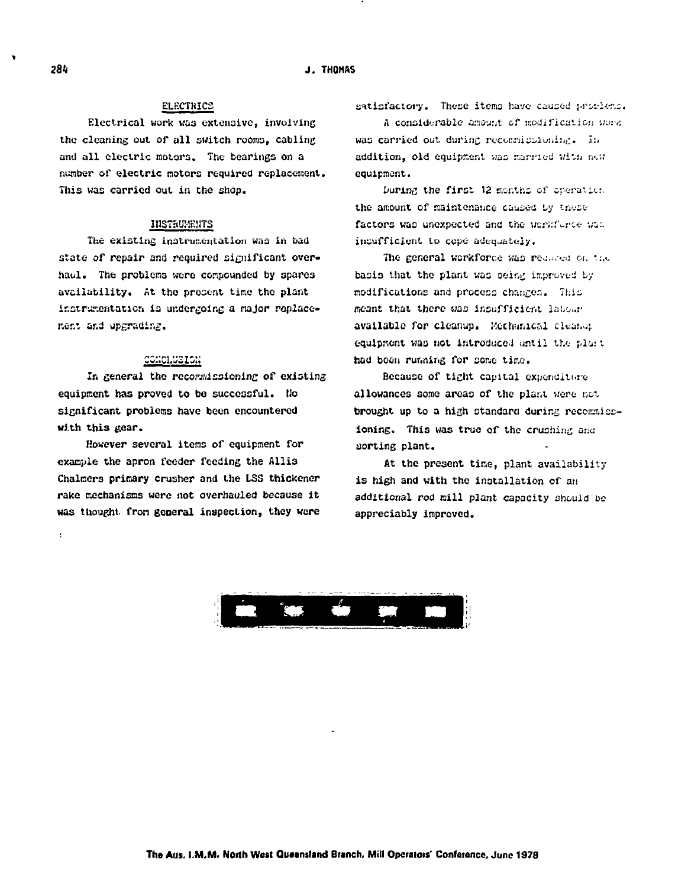## ELECTRICS

Electrical work was extensive, involving the cleaning out of all switch rooms, cabling and all electric motors. The bearings on a number of electric motors required replacement. This was carried out in the shop.

## INSTRUMENTS

The existing instrumentation was in bad state of repair and required significant overhaul. The problems were compounded by spares availability. At the present time the plant instrumentation is undergoing a major replacement and upgrading.

## CONCLUSION

In general the recommissioning of existing equipment has proved to be successful. No significant problems have been encountered with this gear.

However several items of equipment for example the apron feeder feeding the Allis Chalmers primary crusher and the LSS thickener rake mechanisms were not overhauled because it was thought from general inspection, they were satisfactory. These items have caused problems.

A considerable amount of modification work was carried out during recommissioning. In addition, old equipment was married with new equipment.

During the first 12 months of operation the amount of maintenance caused by these factors was unexpected and the workforce was insufficient to cope adequately.

The general workforce was reduced on the basis that the plant was being improved by modifications and process changes. This meant that there was insufficient labour available for cleanup. Mechanical cleanup equipment was not introduced until the plant had been running for some time.

Because of tight capital expenditure allowances some areas of the plant were not brought up to a high standard during recommissioning. This was true of the crushing and sorting plant.

At the present time, plant availability is high and with the installation of an additional rod mill plant capacity should be appreciably improved.